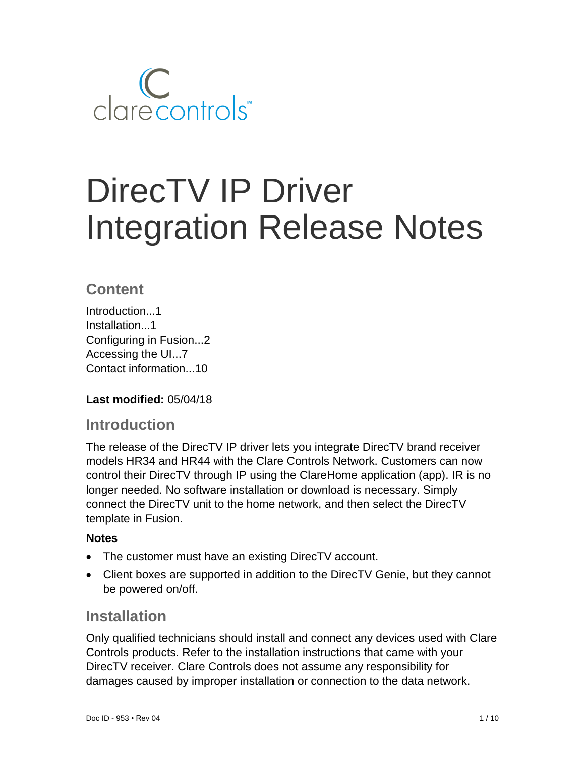clarecontrols™

# DirecTV IP Driver Integration Release Notes

## Content

Introduction...1
Installation...1
Configuring in Fusion...2
Accessing the UI...7
Contact information...10

**Last modified:** 05/04/18

## Introduction

The release of the DirecTV IP driver lets you integrate DirecTV brand receiver models HR34 and HR44 with the Clare Controls Network. Customers can now control their DirecTV through IP using the ClareHome application (app). IR is no longer needed. No software installation or download is necessary. Simply connect the DirecTV unit to the home network, and then select the DirecTV template in Fusion.

### Notes

- The customer must have an existing DirecTV account.
- Client boxes are supported in addition to the DirecTV Genie, but they cannot be powered on/off.

## Installation

Only qualified technicians should install and connect any devices used with Clare Controls products. Refer to the installation instructions that came with your DirecTV receiver. Clare Controls does not assume any responsibility for damages caused by improper installation or connection to the data network.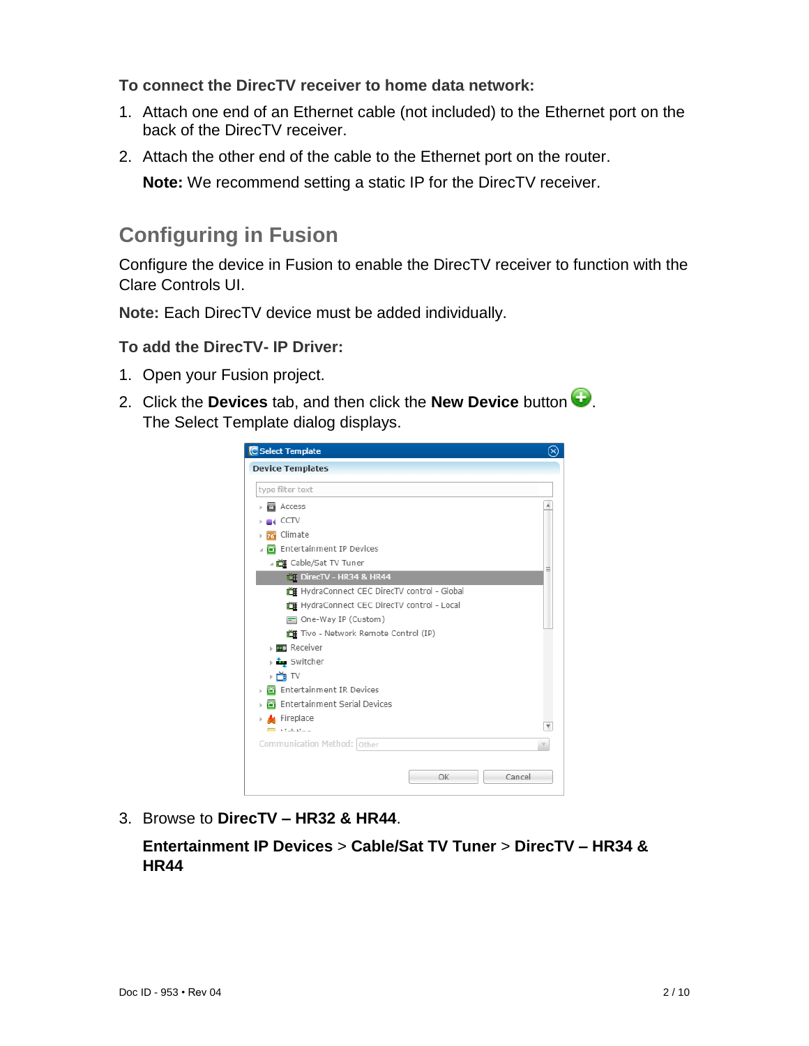**To connect the DirecTV receiver to home data network:**

1. Attach one end of an Ethernet cable (not included) to the Ethernet port on the back of the DirecTV receiver.
2. Attach the other end of the cable to the Ethernet port on the router.

   **Note:** We recommend setting a static IP for the DirecTV receiver.

## Configuring in Fusion

Configure the device in Fusion to enable the DirecTV receiver to function with the Clare Controls UI.

**Note:** Each DirecTV device must be added individually.

**To add the DirecTV- IP Driver:**

1. Open your Fusion project.
2. Click the **Devices** tab, and then click the **New Device** button. The Select Template dialog displays.
3. Browse to **DirecTV – HR32 & HR44**.

   **Entertainment IP Devices** > **Cable/Sat TV Tuner** > **DirecTV – HR34 & HR44**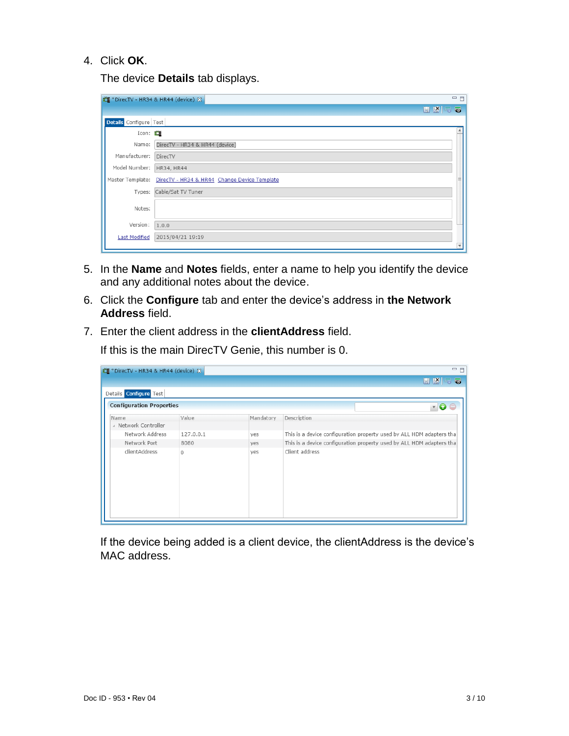4. Click **OK**.

   The device **Details** tab displays.

5. In the **Name** and **Notes** fields, enter a name to help you identify the device and any additional notes about the device.

6. Click the **Configure** tab and enter the device's address in **the Network Address** field.

7. Enter the client address in the **clientAddress** field.

   If this is the main DirecTV Genie, this number is 0.

   If the device being added is a client device, the clientAddress is the device's MAC address.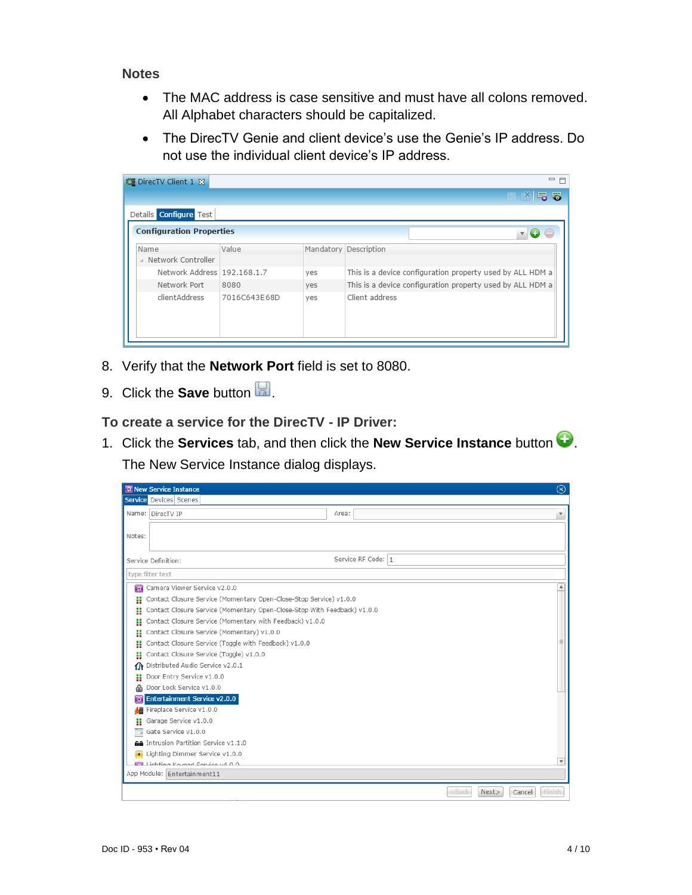**Notes**

- The MAC address is case sensitive and must have all colons removed. All Alphabet characters should be capitalized.
- The DirecTV Genie and client device's use the Genie's IP address. Do not use the individual client device's IP address.

8. Verify that the **Network Port** field is set to 8080.
9. Click the **Save** button.

**To create a service for the DirecTV - IP Driver:**

1. Click the **Services** tab, and then click the **New Service Instance** button.

   The New Service Instance dialog displays.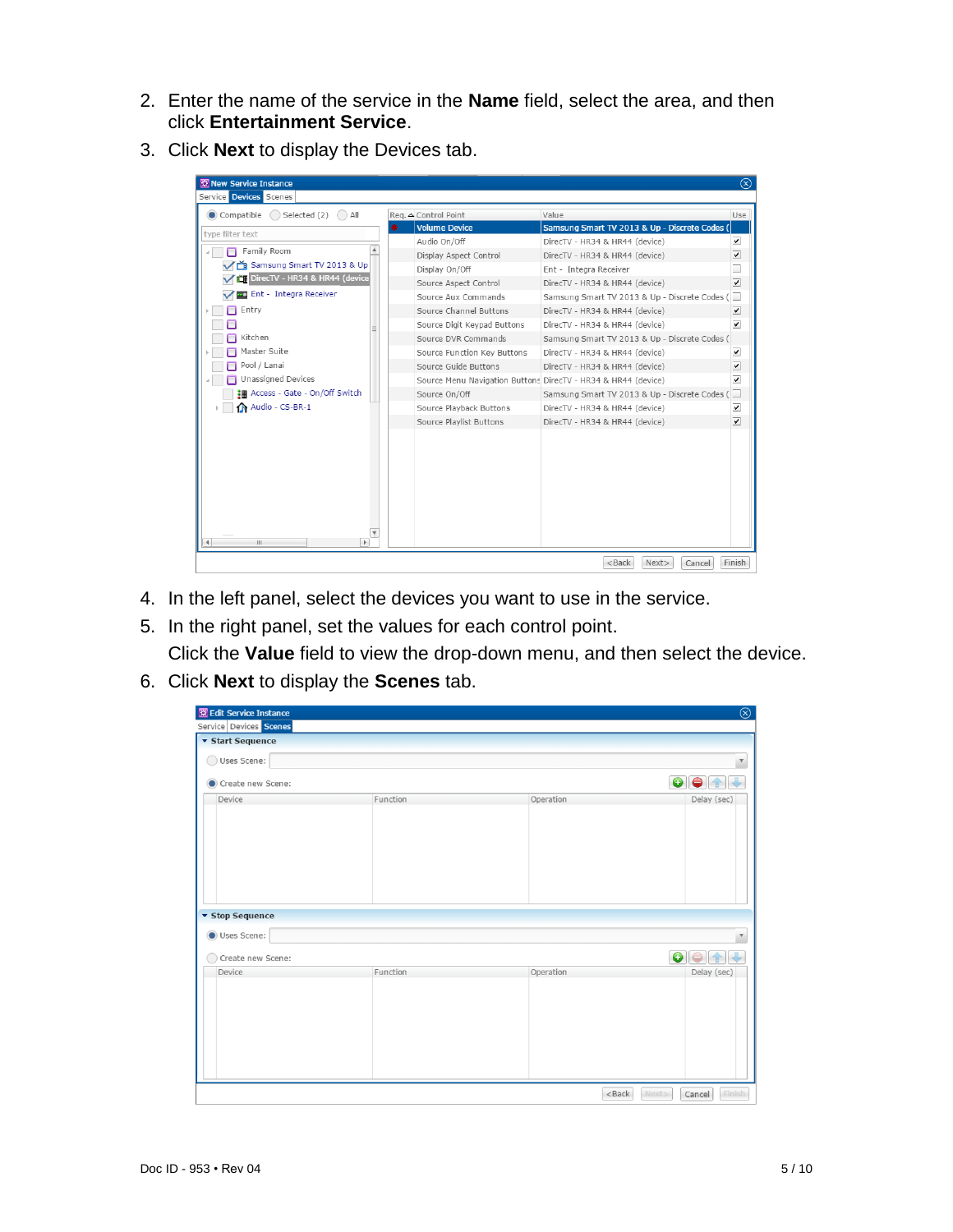2. Enter the name of the service in the **Name** field, select the area, and then click **Entertainment Service**.
3. Click **Next** to display the Devices tab.
4. In the left panel, select the devices you want to use in the service.
5. In the right panel, set the values for each control point.

   Click the **Value** field to view the drop-down menu, and then select the device.
6. Click **Next** to display the **Scenes** tab.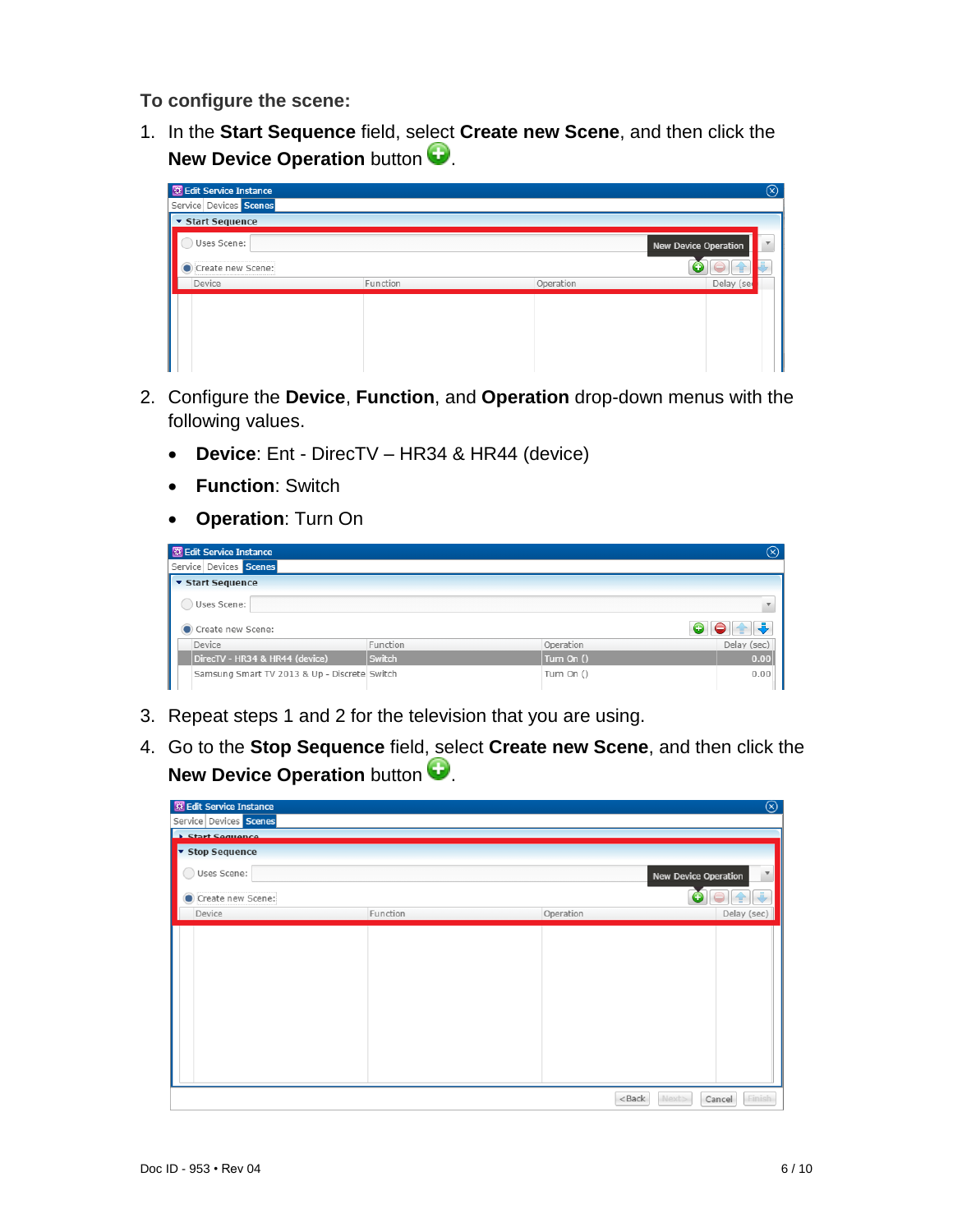**To configure the scene:**

1. In the **Start Sequence** field, select **Create new Scene**, and then click the **New Device Operation** button.

2. Configure the **Device**, **Function**, and **Operation** drop-down menus with the following values.

   - **Device**: Ent - DirecTV – HR34 & HR44 (device)
   - **Function**: Switch
   - **Operation**: Turn On

3. Repeat steps 1 and 2 for the television that you are using.

4. Go to the **Stop Sequence** field, select **Create new Scene**, and then click the **New Device Operation** button.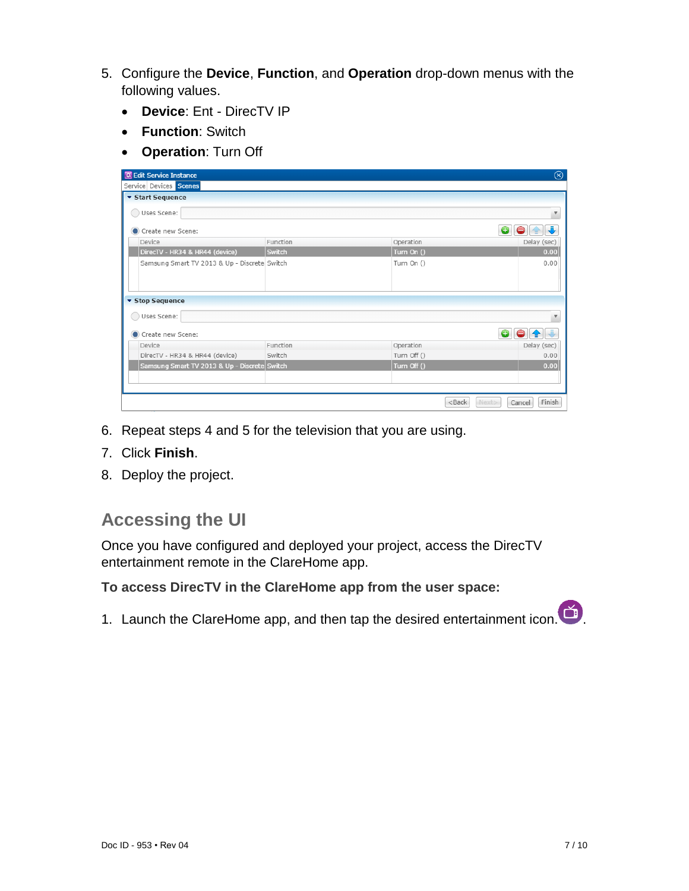5. Configure the **Device**, **Function**, and **Operation** drop-down menus with the following values.
   - **Device**: Ent - DirecTV IP
   - **Function**: Switch
   - **Operation**: Turn Off

6. Repeat steps 4 and 5 for the television that you are using.
7. Click **Finish**.
8. Deploy the project.

## Accessing the UI

Once you have configured and deployed your project, access the DirecTV entertainment remote in the ClareHome app.

**To access DirecTV in the ClareHome app from the user space:**

1. Launch the ClareHome app, and then tap the desired entertainment icon.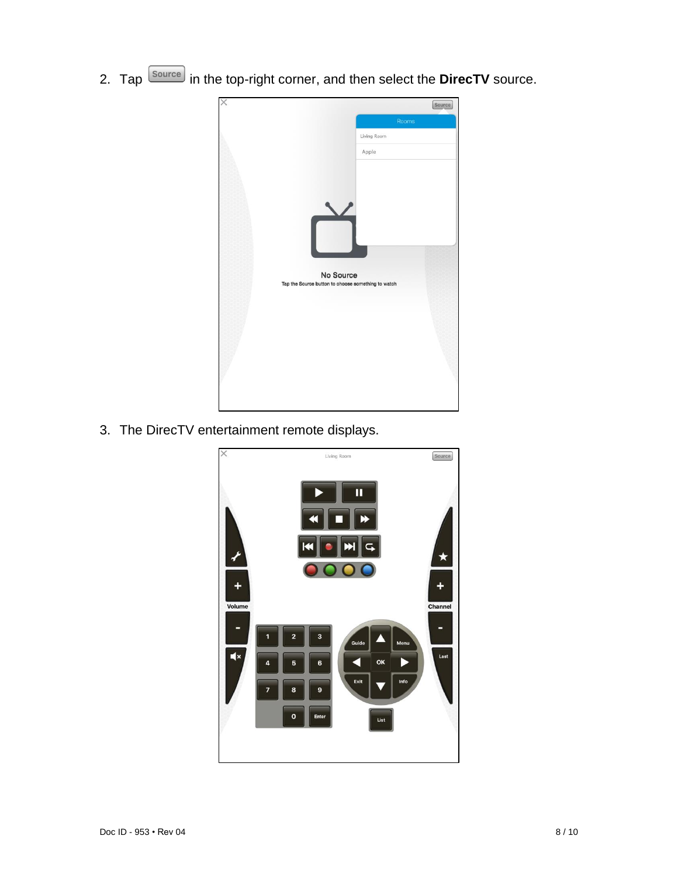2. Tap Source in the top-right corner, and then select the **DirecTV** source.

3. The DirecTV entertainment remote displays.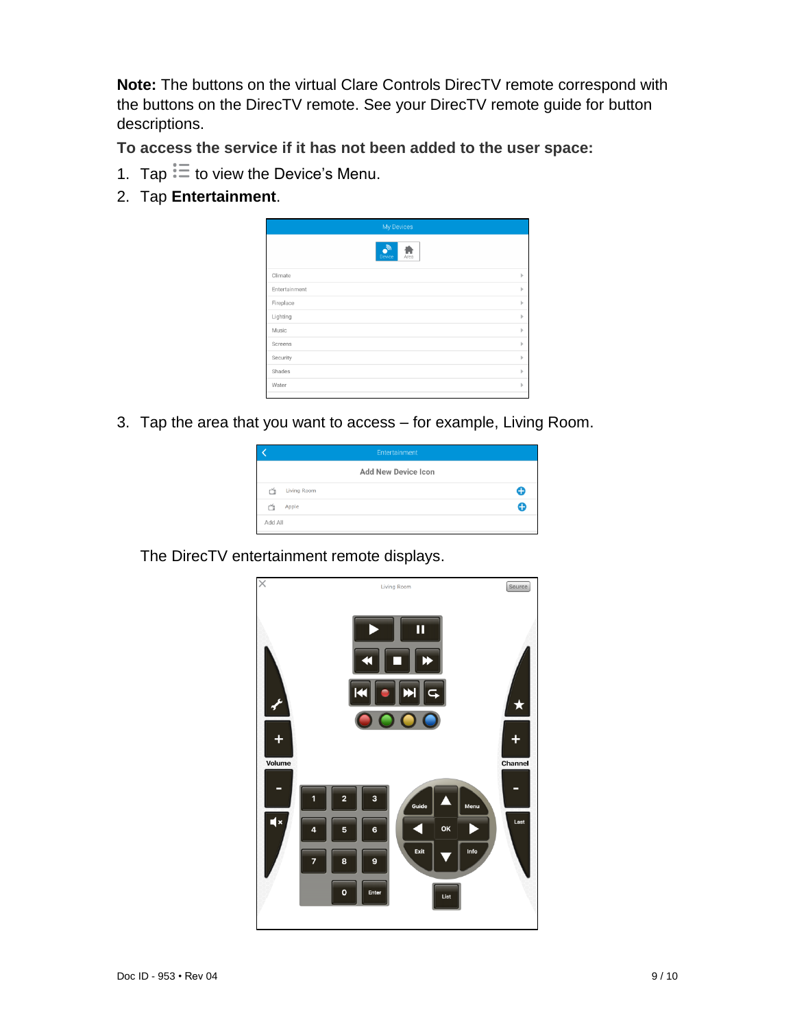**Note:** The buttons on the virtual Clare Controls DirecTV remote correspond with the buttons on the DirecTV remote. See your DirecTV remote guide for button descriptions.

**To access the service if it has not been added to the user space:**

1. Tap ☰ to view the Device's Menu.
2. Tap **Entertainment**.
3. Tap the area that you want to access – for example, Living Room.

   The DirecTV entertainment remote displays.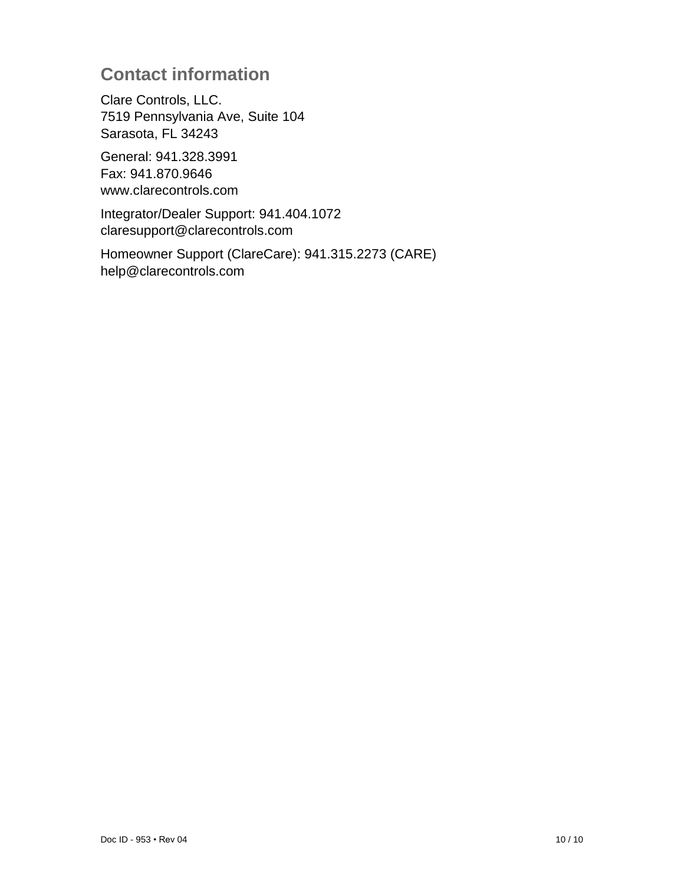## Contact information

Clare Controls, LLC.
7519 Pennsylvania Ave, Suite 104
Sarasota, FL 34243

General: 941.328.3991
Fax: 941.870.9646
www.clarecontrols.com

Integrator/Dealer Support: 941.404.1072
claresupport@clarecontrols.com

Homeowner Support (ClareCare): 941.315.2273 (CARE)
help@clarecontrols.com